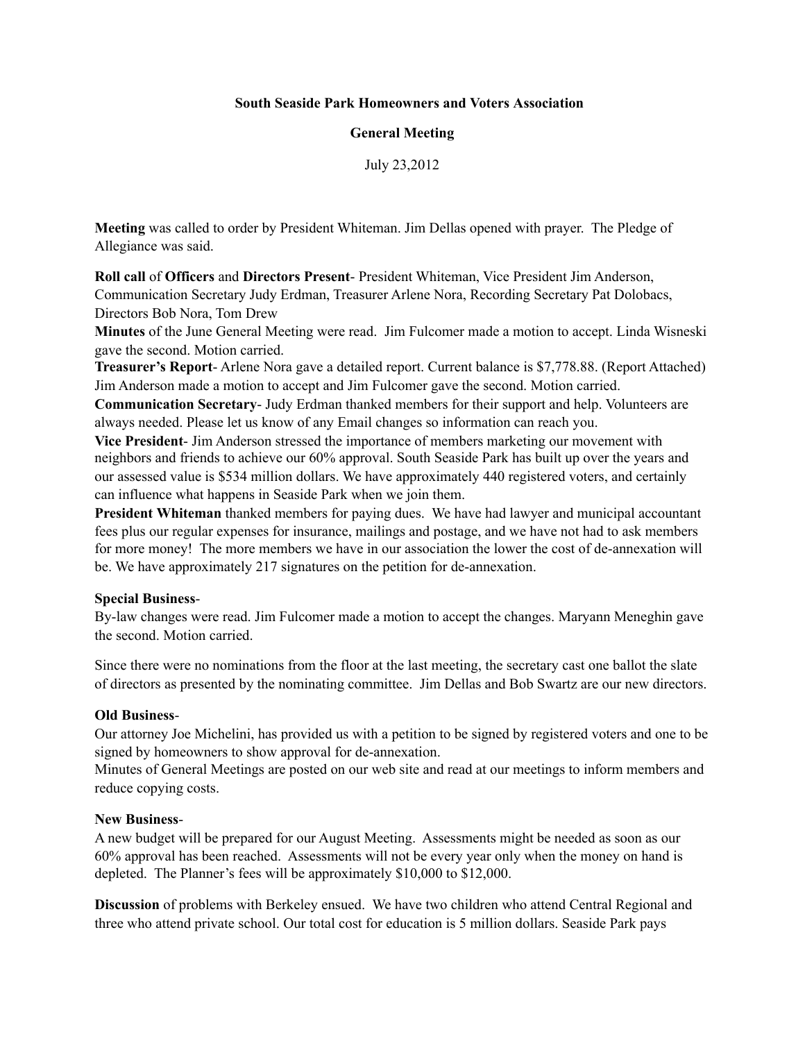**South Seaside Park Homeowners and Voters Association**

**General Meeting**

July 23,2012

**Meeting** was called to order by President Whiteman. Jim Dellas opened with prayer. The Pledge of Allegiance was said.

**Roll call** of **Officers** and **Directors Present**- President Whiteman, Vice President Jim Anderson, Communication Secretary Judy Erdman, Treasurer Arlene Nora, Recording Secretary Pat Dolobacs, Directors Bob Nora, Tom Drew

**Minutes** of the June General Meeting were read. Jim Fulcomer made a motion to accept. Linda Wisneski gave the second. Motion carried.

**Treasurer's Report**- Arlene Nora gave a detailed report. Current balance is $7,778.88. (Report Attached) Jim Anderson made a motion to accept and Jim Fulcomer gave the second. Motion carried.

**Communication Secretary**- Judy Erdman thanked members for their support and help. Volunteers are always needed. Please let us know of any Email changes so information can reach you.

**Vice President**- Jim Anderson stressed the importance of members marketing our movement with neighbors and friends to achieve our 60% approval. South Seaside Park has built up over the years and our assessed value is $534 million dollars. We have approximately 440 registered voters, and certainly can influence what happens in Seaside Park when we join them.

**President Whiteman** thanked members for paying dues. We have had lawyer and municipal accountant fees plus our regular expenses for insurance, mailings and postage, and we have not had to ask members for more money! The more members we have in our association the lower the cost of de-annexation will be. We have approximately 217 signatures on the petition for de-annexation.

**Special Business**-

By-law changes were read. Jim Fulcomer made a motion to accept the changes. Maryann Meneghin gave the second. Motion carried.

Since there were no nominations from the floor at the last meeting, the secretary cast one ballot the slate of directors as presented by the nominating committee. Jim Dellas and Bob Swartz are our new directors.

**Old Business**-

Our attorney Joe Michelini, has provided us with a petition to be signed by registered voters and one to be signed by homeowners to show approval for de-annexation.

Minutes of General Meetings are posted on our web site and read at our meetings to inform members and reduce copying costs.

**New Business**-

A new budget will be prepared for our August Meeting. Assessments might be needed as soon as our 60% approval has been reached. Assessments will not be every year only when the money on hand is depleted. The Planner's fees will be approximately $10,000 to $12,000.

**Discussion** of problems with Berkeley ensued. We have two children who attend Central Regional and three who attend private school. Our total cost for education is 5 million dollars. Seaside Park pays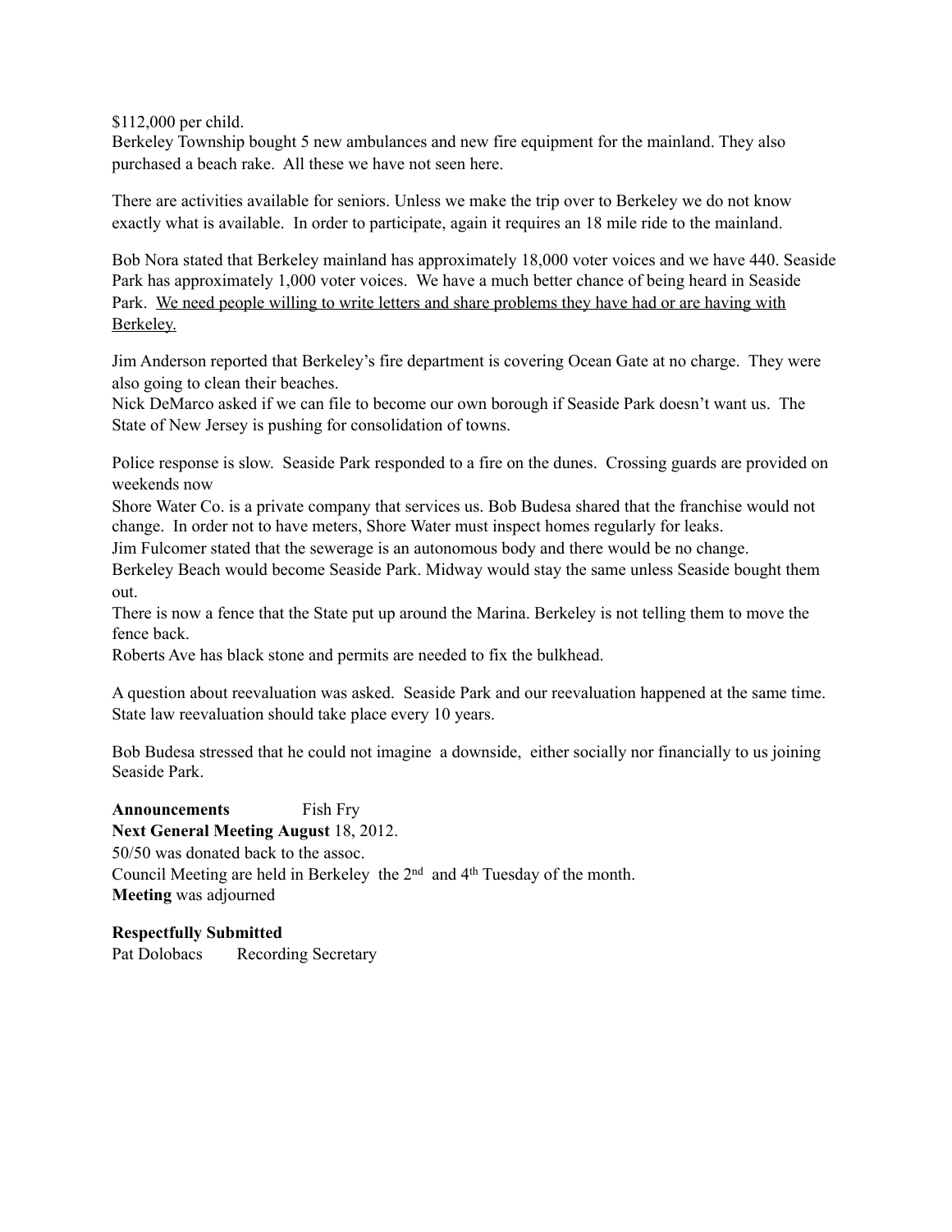$112,000 per child.
Berkeley Township bought 5 new ambulances and new fire equipment for the mainland. They also purchased a beach rake. All these we have not seen here.

There are activities available for seniors. Unless we make the trip over to Berkeley we do not know exactly what is available. In order to participate, again it requires an 18 mile ride to the mainland.

Bob Nora stated that Berkeley mainland has approximately 18,000 voter voices and we have 440. Seaside Park has approximately 1,000 voter voices. We have a much better chance of being heard in Seaside Park. <u>We need people willing to write letters and share problems they have had or are having with Berkeley.</u>

Jim Anderson reported that Berkeley's fire department is covering Ocean Gate at no charge. They were also going to clean their beaches.
Nick DeMarco asked if we can file to become our own borough if Seaside Park doesn't want us. The State of New Jersey is pushing for consolidation of towns.

Police response is slow. Seaside Park responded to a fire on the dunes. Crossing guards are provided on weekends now
Shore Water Co. is a private company that services us. Bob Budesa shared that the franchise would not change. In order not to have meters, Shore Water must inspect homes regularly for leaks.
Jim Fulcomer stated that the sewerage is an autonomous body and there would be no change.
Berkeley Beach would become Seaside Park. Midway would stay the same unless Seaside bought them out.
There is now a fence that the State put up around the Marina. Berkeley is not telling them to move the fence back.
Roberts Ave has black stone and permits are needed to fix the bulkhead.

A question about reevaluation was asked. Seaside Park and our reevaluation happened at the same time. State law reevaluation should take place every 10 years.

Bob Budesa stressed that he could not imagine a downside, either socially nor financially to us joining Seaside Park.

**Announcements** Fish Fry
**Next General Meeting August** 18, 2012.
50/50 was donated back to the assoc.
Council Meeting are held in Berkeley the 2nd and 4th Tuesday of the month.
**Meeting** was adjourned

**Respectfully Submitted**
Pat Dolobacs Recording Secretary